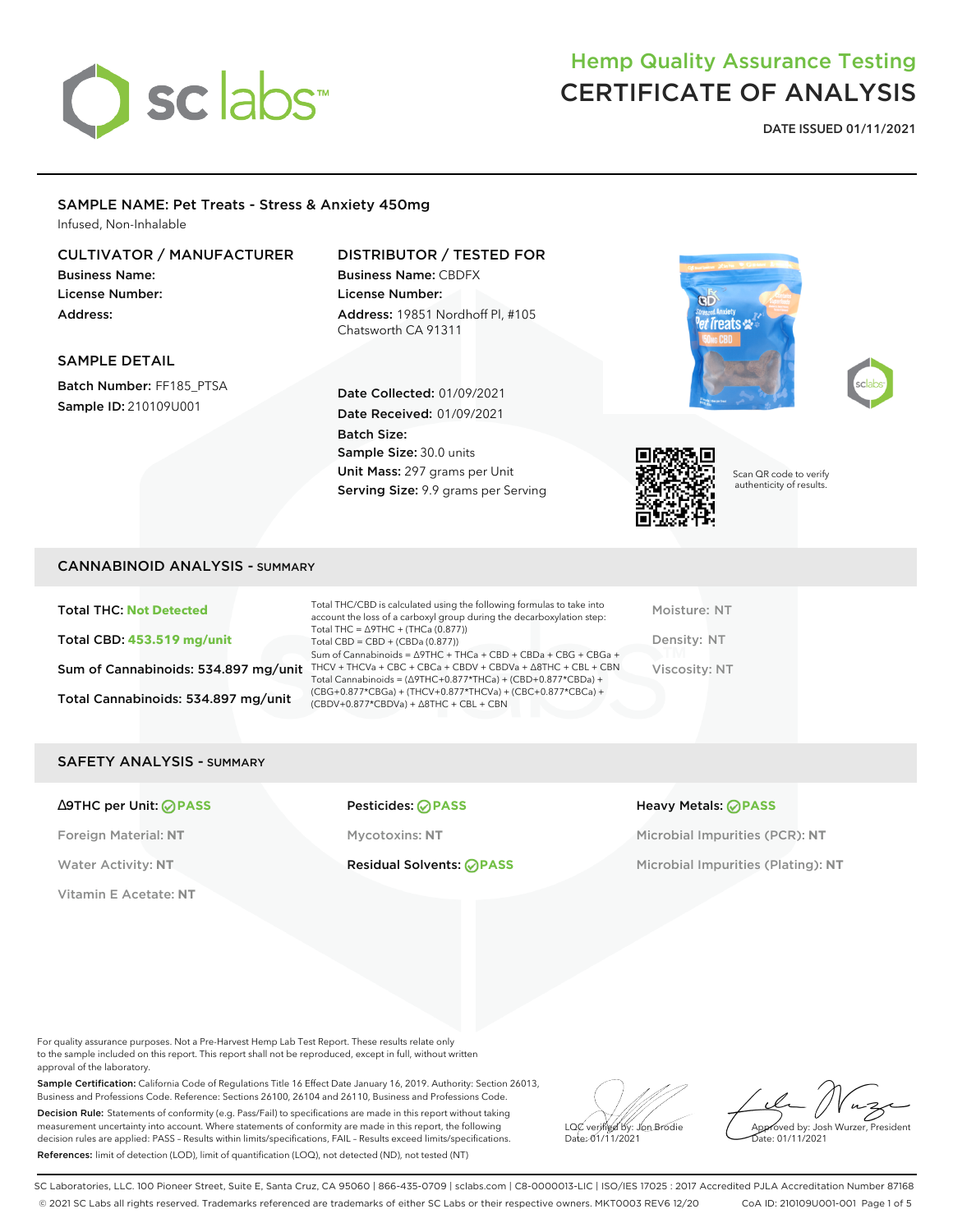# Hemp Quality Assurance Testing
# CERTIFICATE OF ANALYSIS

**DATE ISSUED 01/11/2021**

## SAMPLE NAME: Pet Treats - Stress & Anxiety 450mg

Infused, Non-Inhalable

### CULTIVATOR / MANUFACTURER

**Business Name:**
**License Number:**
**Address:**

### DISTRIBUTOR / TESTED FOR

**Business Name:** CBDFX
**License Number:**
**Address:** 19851 Nordhoff Pl, #105
Chatsworth CA 91311

### SAMPLE DETAIL

**Batch Number:** FF185_PTSA
**Sample ID:** 210109U001

**Date Collected:** 01/09/2021
**Date Received:** 01/09/2021
**Batch Size:**
**Sample Size:** 30.0 units
**Unit Mass:** 297 grams per Unit
**Serving Size:** 9.9 grams per Serving

Scan QR code to verify authenticity of results.

## CANNABINOID ANALYSIS - SUMMARY

**Total THC:** Not Detected

**Total CBD:** 453.519 mg/unit

**Sum of Cannabinoids:** 534.897 mg/unit

**Total Cannabinoids:** 534.897 mg/unit

Total THC/CBD is calculated using the following formulas to take into account the loss of a carboxyl group during the decarboxylation step:
Total THC = Δ9THC + (THCa (0.877))
Total CBD = CBD + (CBDa (0.877))
Sum of Cannabinoids = Δ9THC + THCa + CBD + CBDa + CBG + CBGa + THCV + THCVa + CBC + CBCa + CBDV + CBDVa + Δ8THC + CBL + CBN
Total Cannabinoids = (Δ9THC+0.877*THCa) + (CBD+0.877*CBDa) + (CBG+0.877*CBGa) + (THCV+0.877*THCVa) + (CBC+0.877*CBCa) + (CBDV+0.877*CBDVa) + Δ8THC + CBL + CBN

Moisture: NT
Density: NT
Viscosity: NT

## SAFETY ANALYSIS - SUMMARY

**Δ9THC per Unit:** PASS
Foreign Material: NT
Water Activity: NT
Vitamin E Acetate: NT

**Pesticides:** PASS
Mycotoxins: NT
**Residual Solvents:** PASS

**Heavy Metals:** PASS
Microbial Impurities (PCR): NT
Microbial Impurities (Plating): NT

For quality assurance purposes. Not a Pre-Harvest Hemp Lab Test Report. These results relate only to the sample included on this report. This report shall not be reproduced, except in full, without written approval of the laboratory.

**Sample Certification:** California Code of Regulations Title 16 Effect Date January 16, 2019. Authority: Section 26013, Business and Professions Code. Reference: Sections 26100, 26104 and 26110, Business and Professions Code.

**Decision Rule:** Statements of conformity (e.g. Pass/Fail) to specifications are made in this report without taking measurement uncertainty into account. Where statements of conformity are made in this report, the following decision rules are applied: PASS - Results within limits/specifications, FAIL - Results exceed limits/specifications.

**References:** limit of detection (LOD), limit of quantification (LOQ), not detected (ND), not tested (NT)

LQC verified by: Jon Brodie
Date: 01/11/2021

Approved by: Josh Wurzer, President
Date: 01/11/2021

SC Laboratories, LLC. 100 Pioneer Street, Suite E, Santa Cruz, CA 95060 | 866-435-0709 | sclabs.com | C8-0000013-LIC | ISO/IES 17025 : 2017 Accredited PJLA Accreditation Number 87168
© 2021 SC Labs all rights reserved. Trademarks referenced are trademarks of either SC Labs or their respective owners. MKT0003 REV6 12/20 CoA ID: 210109U001-001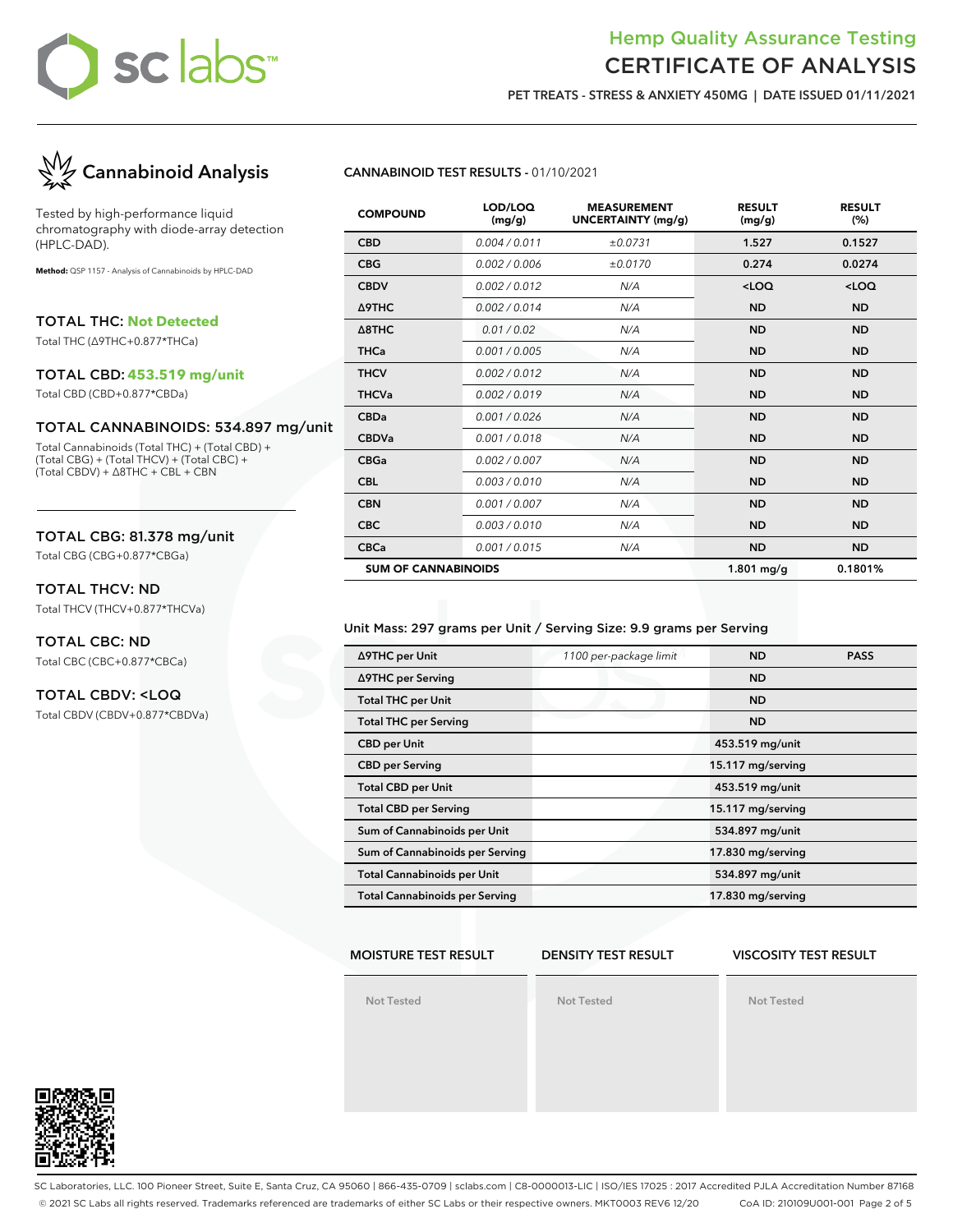# Hemp Quality Assurance Testing
# CERTIFICATE OF ANALYSIS

**PET TREATS - STRESS & ANXIETY 450MG | DATE ISSUED 01/11/2021**

## Cannabinoid Analysis

Tested by high-performance liquid chromatography with diode-array detection (HPLC-DAD).

**Method:** QSP 1157 - Analysis of Cannabinoids by HPLC-DAD

### TOTAL THC: Not Detected
Total THC (Δ9THC+0.877*THCa)

### TOTAL CBD: 453.519 mg/unit
Total CBD (CBD+0.877*CBDa)

### TOTAL CANNABINOIDS: 534.897 mg/unit
Total Cannabinoids (Total THC) + (Total CBD) + (Total CBG) + (Total THCV) + (Total CBC) + (Total CBDV) + Δ8THC + CBL + CBN

### TOTAL CBG: 81.378 mg/unit
Total CBG (CBG+0.877*CBGa)

### TOTAL THCV: ND
Total THCV (THCV+0.877*THCVa)

### TOTAL CBC: ND
Total CBC (CBC+0.877*CBCa)

### TOTAL CBDV: <LOQ
Total CBDV (CBDV+0.877*CBDVa)

**CANNABINOID TEST RESULTS** - 01/10/2021

| COMPOUND | LOD/LOQ (mg/g) | MEASUREMENT UNCERTAINTY (mg/g) | RESULT (mg/g) | RESULT (%) |
|---|---|---|---|---|
| CBD | 0.004 / 0.011 | ±0.0731 | 1.527 | 0.1527 |
| CBG | 0.002 / 0.006 | ±0.0170 | 0.274 | 0.0274 |
| CBDV | 0.002 / 0.012 | N/A | <LOQ | <LOQ |
| Δ9THC | 0.002 / 0.014 | N/A | ND | ND |
| Δ8THC | 0.01 / 0.02 | N/A | ND | ND |
| THCa | 0.001 / 0.005 | N/A | ND | ND |
| THCV | 0.002 / 0.012 | N/A | ND | ND |
| THCVa | 0.002 / 0.019 | N/A | ND | ND |
| CBDa | 0.001 / 0.026 | N/A | ND | ND |
| CBDVa | 0.001 / 0.018 | N/A | ND | ND |
| CBGa | 0.002 / 0.007 | N/A | ND | ND |
| CBL | 0.003 / 0.010 | N/A | ND | ND |
| CBN | 0.001 / 0.007 | N/A | ND | ND |
| CBC | 0.003 / 0.010 | N/A | ND | ND |
| CBCa | 0.001 / 0.015 | N/A | ND | ND |
| **SUM OF CANNABINOIDS** | | | 1.801 mg/g | 0.1801% |

Unit Mass: 297 grams per Unit / Serving Size: 9.9 grams per Serving

| | | | |
|---|---|---|---|
| Δ9THC per Unit | 1100 per-package limit | ND | PASS |
| Δ9THC per Serving | | ND | |
| Total THC per Unit | | ND | |
| Total THC per Serving | | ND | |
| CBD per Unit | | 453.519 mg/unit | |
| CBD per Serving | | 15.117 mg/serving | |
| Total CBD per Unit | | 453.519 mg/unit | |
| Total CBD per Serving | | 15.117 mg/serving | |
| Sum of Cannabinoids per Unit | | 534.897 mg/unit | |
| Sum of Cannabinoids per Serving | | 17.830 mg/serving | |
| Total Cannabinoids per Unit | | 534.897 mg/unit | |
| Total Cannabinoids per Serving | | 17.830 mg/serving | |

| MOISTURE TEST RESULT | DENSITY TEST RESULT | VISCOSITY TEST RESULT |
|---|---|---|
| Not Tested | Not Tested | Not Tested |

SC Laboratories, LLC. 100 Pioneer Street, Suite E, Santa Cruz, CA 95060 | 866-435-0709 | sclabs.com | C8-0000013-LIC | ISO/IES 17025 : 2017 Accredited PJLA Accreditation Number 87168
© 2021 SC Labs all rights reserved. Trademarks referenced are trademarks of either SC Labs or their respective owners. MKT0003 REV6 12/20 CoA ID: 210109U001-001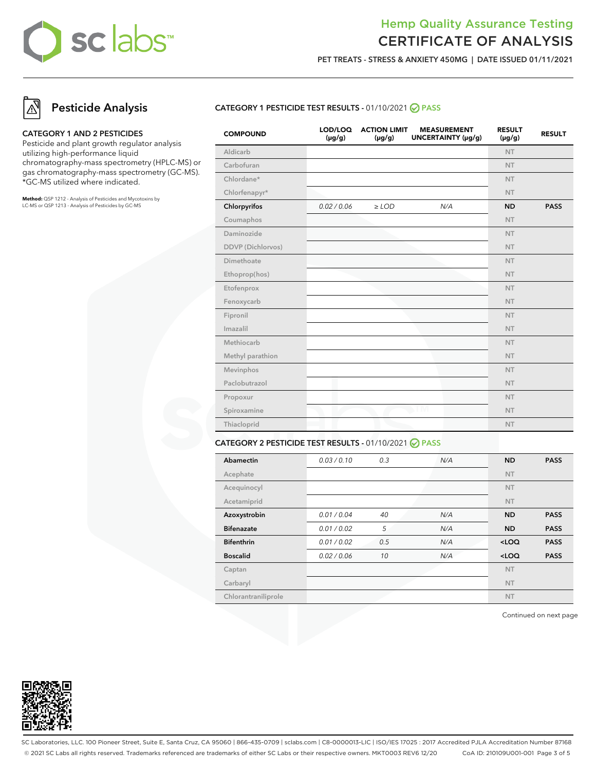# Hemp Quality Assurance Testing
# CERTIFICATE OF ANALYSIS

**PET TREATS - STRESS & ANXIETY 450MG | DATE ISSUED 01/11/2021**

## Pesticide Analysis

### CATEGORY 1 AND 2 PESTICIDES

Pesticide and plant growth regulator analysis utilizing high-performance liquid chromatography-mass spectrometry (HPLC-MS) or gas chromatography-mass spectrometry (GC-MS). *GC-MS utilized where indicated.

**Method:** QSP 1212 - Analysis of Pesticides and Mycotoxins by LC-MS or QSP 1213 - Analysis of Pesticides by GC-MS

### CATEGORY 1 PESTICIDE TEST RESULTS - 01/10/2021 PASS

| COMPOUND | LOD/LOQ (μg/g) | ACTION LIMIT (μg/g) | MEASUREMENT UNCERTAINTY (μg/g) | RESULT (μg/g) | RESULT |
|---|---|---|---|---|---|
| Aldicarb | | | | NT | |
| Carbofuran | | | | NT | |
| Chlordane* | | | | NT | |
| Chlorfenapyr* | | | | NT | |
| **Chlorpyrifos** | *0.02 / 0.06* | *≥ LOD* | *N/A* | **ND** | **PASS** |
| Coumaphos | | | | NT | |
| Daminozide | | | | NT | |
| DDVP (Dichlorvos) | | | | NT | |
| Dimethoate | | | | NT | |
| Ethoprop(hos) | | | | NT | |
| Etofenprox | | | | NT | |
| Fenoxycarb | | | | NT | |
| Fipronil | | | | NT | |
| Imazalil | | | | NT | |
| Methiocarb | | | | NT | |
| Methyl parathion | | | | NT | |
| Mevinphos | | | | NT | |
| Paclobutrazol | | | | NT | |
| Propoxur | | | | NT | |
| Spiroxamine | | | | NT | |
| Thiacloprid | | | | NT | |

### CATEGORY 2 PESTICIDE TEST RESULTS - 01/10/2021 PASS

| COMPOUND | LOD/LOQ (μg/g) | ACTION LIMIT (μg/g) | MEASUREMENT UNCERTAINTY (μg/g) | RESULT (μg/g) | RESULT |
|---|---|---|---|---|---|
| **Abamectin** | *0.03 / 0.10* | *0.3* | *N/A* | **ND** | **PASS** |
| Acephate | | | | NT | |
| Acequinocyl | | | | NT | |
| Acetamiprid | | | | NT | |
| **Azoxystrobin** | *0.01 / 0.04* | *40* | *N/A* | **ND** | **PASS** |
| **Bifenazate** | *0.01 / 0.02* | *5* | *N/A* | **ND** | **PASS** |
| **Bifenthrin** | *0.01 / 0.02* | *0.5* | *N/A* | **<LOQ** | **PASS** |
| **Boscalid** | *0.02 / 0.06* | *10* | *N/A* | **<LOQ** | **PASS** |
| Captan | | | | NT | |
| Carbaryl | | | | NT | |
| Chlorantraniliprole | | | | NT | |

Continued on next page

SC Laboratories, LLC. 100 Pioneer Street, Suite E, Santa Cruz, CA 95060 | 866-435-0709 | sclabs.com | C8-0000013-LIC | ISO/IES 17025 : 2017 Accredited PJLA Accreditation Number 87168
© 2021 SC Labs all rights reserved. Trademarks referenced are trademarks of either SC Labs or their respective owners. MKT0003 REV6 12/20 CoA ID: 210109U001-001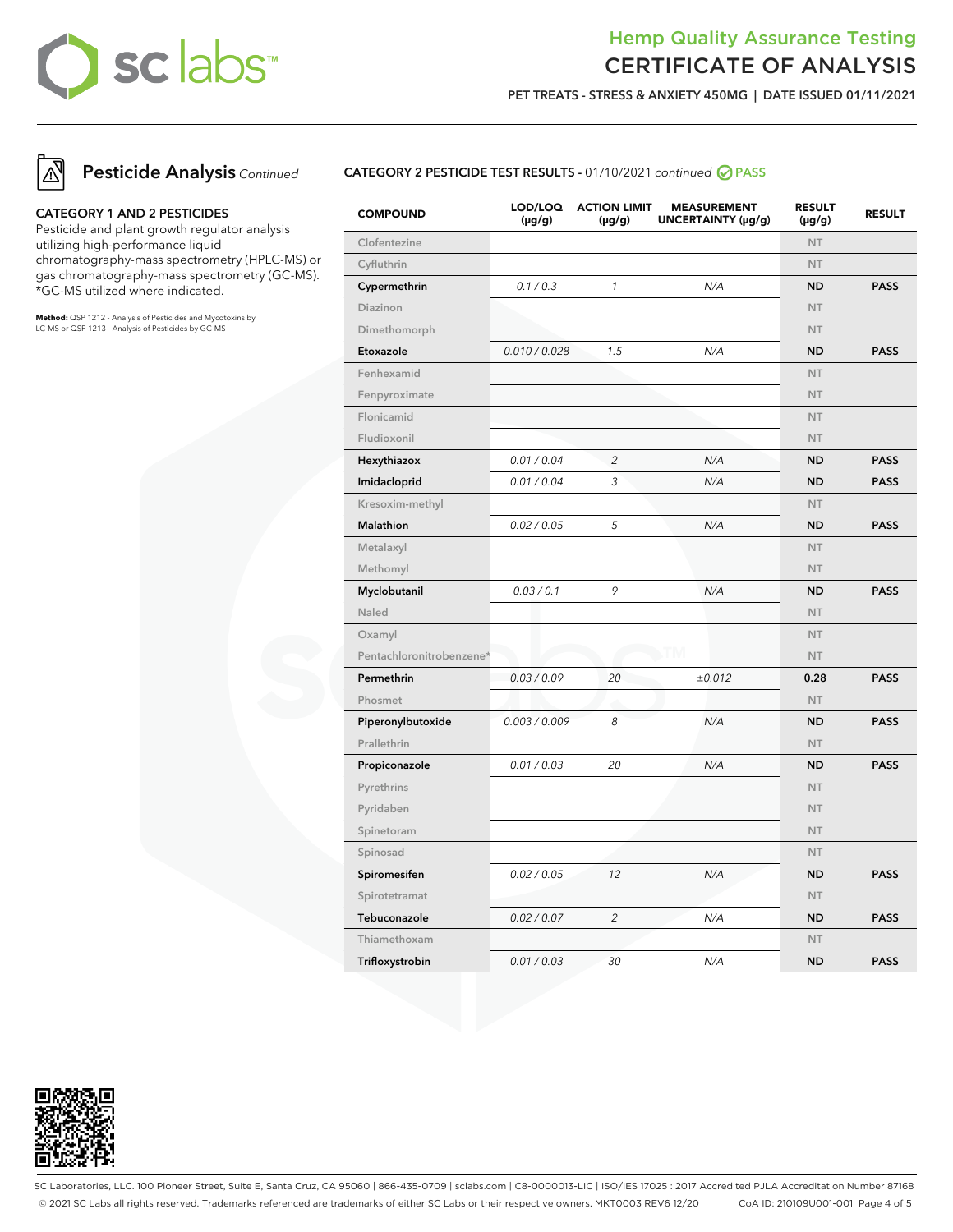## Hemp Quality Assurance Testing
# CERTIFICATE OF ANALYSIS

**PET TREATS - STRESS & ANXIETY 450MG | DATE ISSUED 01/11/2021**

## Pesticide Analysis *Continued*

### CATEGORY 1 AND 2 PESTICIDES

Pesticide and plant growth regulator analysis utilizing high-performance liquid chromatography-mass spectrometry (HPLC-MS) or gas chromatography-mass spectrometry (GC-MS). *GC-MS utilized where indicated.

**Method:** QSP 1212 - Analysis of Pesticides and Mycotoxins by LC-MS or QSP 1213 - Analysis of Pesticides by GC-MS

### CATEGORY 2 PESTICIDE TEST RESULTS - 01/10/2021 *continued* PASS

| COMPOUND | LOD/LOQ (µg/g) | ACTION LIMIT (µg/g) | MEASUREMENT UNCERTAINTY (µg/g) | RESULT (µg/g) | RESULT |
|---|---|---|---|---|---|
| Clofentezine | | | | NT | |
| Cyfluthrin | | | | NT | |
| **Cypermethrin** | *0.1 / 0.3* | *1* | *N/A* | **ND** | **PASS** |
| Diazinon | | | | NT | |
| Dimethomorph | | | | NT | |
| **Etoxazole** | *0.010 / 0.028* | *1.5* | *N/A* | **ND** | **PASS** |
| Fenhexamid | | | | NT | |
| Fenpyroximate | | | | NT | |
| Flonicamid | | | | NT | |
| Fludioxonil | | | | NT | |
| **Hexythiazox** | *0.01 / 0.04* | *2* | *N/A* | **ND** | **PASS** |
| **Imidacloprid** | *0.01 / 0.04* | *3* | *N/A* | **ND** | **PASS** |
| Kresoxim-methyl | | | | NT | |
| **Malathion** | *0.02 / 0.05* | *5* | *N/A* | **ND** | **PASS** |
| Metalaxyl | | | | NT | |
| Methomyl | | | | NT | |
| **Myclobutanil** | *0.03 / 0.1* | *9* | *N/A* | **ND** | **PASS** |
| Naled | | | | NT | |
| Oxamyl | | | | NT | |
| Pentachloronitrobenzene* | | | | NT | |
| **Permethrin** | *0.03 / 0.09* | *20* | *±0.012* | **0.28** | **PASS** |
| Phosmet | | | | NT | |
| **Piperonylbutoxide** | *0.003 / 0.009* | *8* | *N/A* | **ND** | **PASS** |
| Prallethrin | | | | NT | |
| **Propiconazole** | *0.01 / 0.03* | *20* | *N/A* | **ND** | **PASS** |
| Pyrethrins | | | | NT | |
| Pyridaben | | | | NT | |
| Spinetoram | | | | NT | |
| Spinosad | | | | NT | |
| **Spiromesifen** | *0.02 / 0.05* | *12* | *N/A* | **ND** | **PASS** |
| Spirotetramat | | | | NT | |
| **Tebuconazole** | *0.02 / 0.07* | *2* | *N/A* | **ND** | **PASS** |
| Thiamethoxam | | | | NT | |
| **Trifloxystrobin** | *0.01 / 0.03* | *30* | *N/A* | **ND** | **PASS** |

SC Laboratories, LLC. 100 Pioneer Street, Suite E, Santa Cruz, CA 95060 | 866-435-0709 | sclabs.com | C8-0000013-LIC | ISO/IES 17025 : 2017 Accredited PJLA Accreditation Number 87168
© 2021 SC Labs all rights reserved. Trademarks referenced are trademarks of either SC Labs or their respective owners. MKT0003 REV6 12/20 CoA ID: 210109U001-001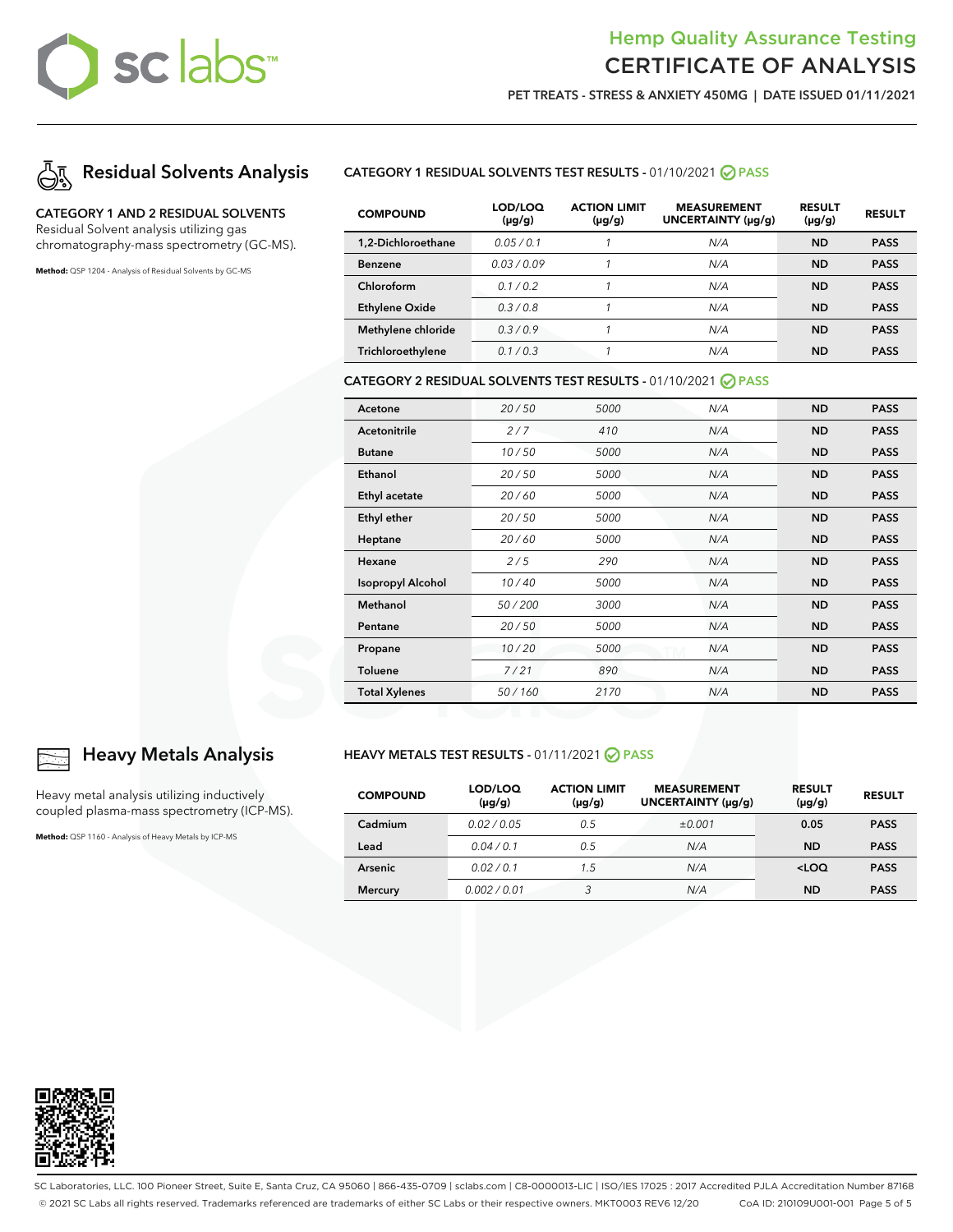# Hemp Quality Assurance Testing
# CERTIFICATE OF ANALYSIS

PET TREATS - STRESS & ANXIETY 450MG | DATE ISSUED 01/11/2021

## Residual Solvents Analysis

**CATEGORY 1 AND 2 RESIDUAL SOLVENTS**
Residual Solvent analysis utilizing gas chromatography-mass spectrometry (GC-MS).

**Method:** QSP 1204 - Analysis of Residual Solvents by GC-MS

### CATEGORY 1 RESIDUAL SOLVENTS TEST RESULTS - 01/10/2021 PASS

| COMPOUND | LOD/LOQ (µg/g) | ACTION LIMIT (µg/g) | MEASUREMENT UNCERTAINTY (µg/g) | RESULT (µg/g) | RESULT |
|---|---|---|---|---|---|
| 1,2-Dichloroethane | 0.05 / 0.1 | 1 | N/A | ND | PASS |
| Benzene | 0.03 / 0.09 | 1 | N/A | ND | PASS |
| Chloroform | 0.1 / 0.2 | 1 | N/A | ND | PASS |
| Ethylene Oxide | 0.3 / 0.8 | 1 | N/A | ND | PASS |
| Methylene chloride | 0.3 / 0.9 | 1 | N/A | ND | PASS |
| Trichloroethylene | 0.1 / 0.3 | 1 | N/A | ND | PASS |

### CATEGORY 2 RESIDUAL SOLVENTS TEST RESULTS - 01/10/2021 PASS

| COMPOUND | LOD/LOQ (µg/g) | ACTION LIMIT (µg/g) | MEASUREMENT UNCERTAINTY (µg/g) | RESULT (µg/g) | RESULT |
|---|---|---|---|---|---|
| Acetone | 20 / 50 | 5000 | N/A | ND | PASS |
| Acetonitrile | 2 / 7 | 410 | N/A | ND | PASS |
| Butane | 10 / 50 | 5000 | N/A | ND | PASS |
| Ethanol | 20 / 50 | 5000 | N/A | ND | PASS |
| Ethyl acetate | 20 / 60 | 5000 | N/A | ND | PASS |
| Ethyl ether | 20 / 50 | 5000 | N/A | ND | PASS |
| Heptane | 20 / 60 | 5000 | N/A | ND | PASS |
| Hexane | 2 / 5 | 290 | N/A | ND | PASS |
| Isopropyl Alcohol | 10 / 40 | 5000 | N/A | ND | PASS |
| Methanol | 50 / 200 | 3000 | N/A | ND | PASS |
| Pentane | 20 / 50 | 5000 | N/A | ND | PASS |
| Propane | 10 / 20 | 5000 | N/A | ND | PASS |
| Toluene | 7 / 21 | 890 | N/A | ND | PASS |
| Total Xylenes | 50 / 160 | 2170 | N/A | ND | PASS |

## Heavy Metals Analysis

Heavy metal analysis utilizing inductively coupled plasma-mass spectrometry (ICP-MS).

**Method:** QSP 1160 - Analysis of Heavy Metals by ICP-MS

### HEAVY METALS TEST RESULTS - 01/11/2021 PASS

| COMPOUND | LOD/LOQ (µg/g) | ACTION LIMIT (µg/g) | MEASUREMENT UNCERTAINTY (µg/g) | RESULT (µg/g) | RESULT |
|---|---|---|---|---|---|
| Cadmium | 0.02 / 0.05 | 0.5 | ±0.001 | 0.05 | PASS |
| Lead | 0.04 / 0.1 | 0.5 | N/A | ND | PASS |
| Arsenic | 0.02 / 0.1 | 1.5 | N/A | <LOQ | PASS |
| Mercury | 0.002 / 0.01 | 3 | N/A | ND | PASS |

SC Laboratories, LLC. 100 Pioneer Street, Suite E, Santa Cruz, CA 95060 | 866-435-0709 | sclabs.com | C8-0000013-LIC | ISO/IES 17025 : 2017 Accredited PJLA Accreditation Number 87168
© 2021 SC Labs all rights reserved. Trademarks referenced are trademarks of either SC Labs or their respective owners. MKT0003 REV6 12/20 CoA ID: 210109U001-001